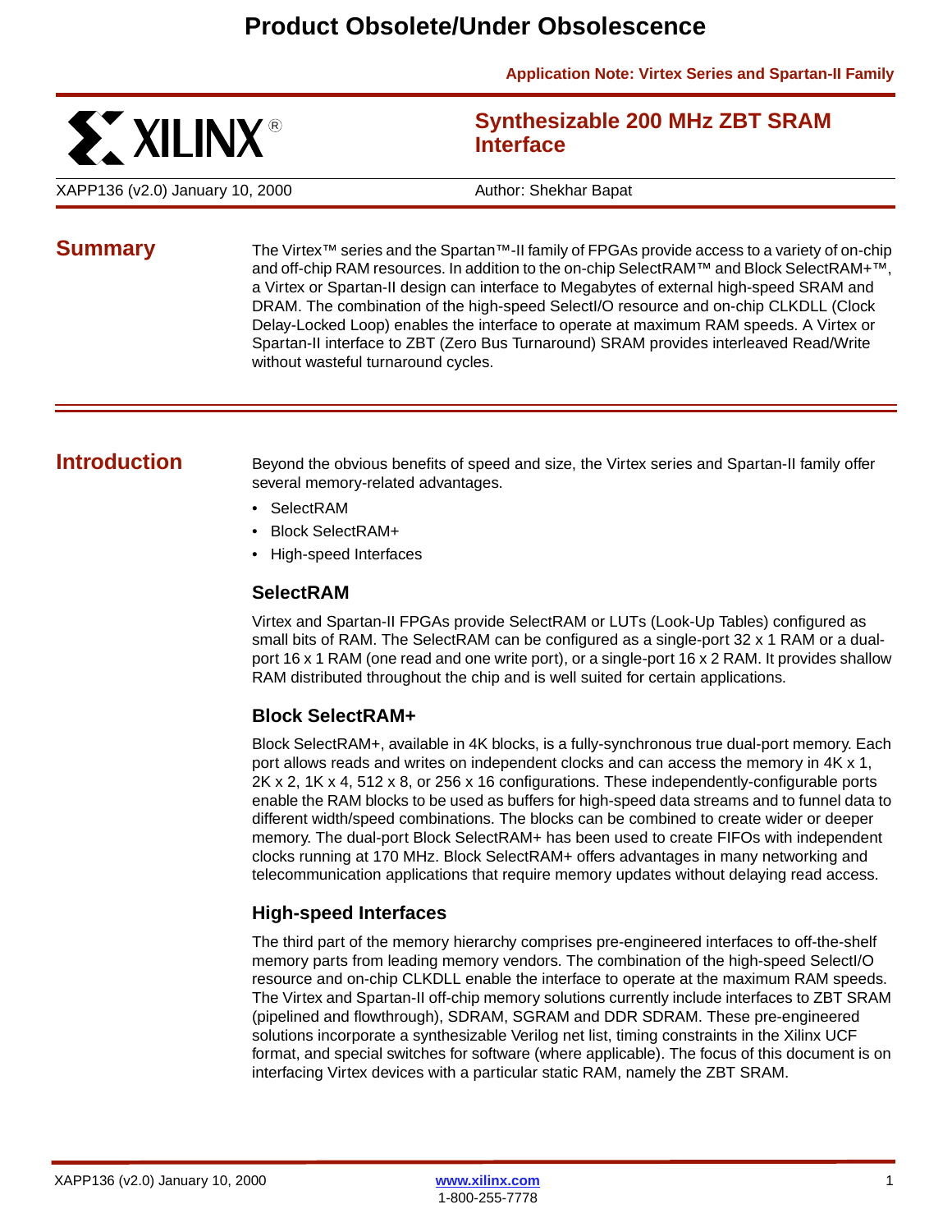# Product Obsolete/Under Obsolescence

**Application Note: Virtex Series and Spartan-II Family**

## Synthesizable 200 MHz ZBT SRAM Interface

XAPP136 (v2.0) January 10, 2000

Author: Shekhar Bapat

## Summary

The Virtex™ series and the Spartan™-II family of FPGAs provide access to a variety of on-chip and off-chip RAM resources. In addition to the on-chip SelectRAM™ and Block SelectRAM+™, a Virtex or Spartan-II design can interface to Megabytes of external high-speed SRAM and DRAM. The combination of the high-speed SelectI/O resource and on-chip CLKDLL (Clock Delay-Locked Loop) enables the interface to operate at maximum RAM speeds. A Virtex or Spartan-II interface to ZBT (Zero Bus Turnaround) SRAM provides interleaved Read/Write without wasteful turnaround cycles.

## Introduction

Beyond the obvious benefits of speed and size, the Virtex series and Spartan-II family offer several memory-related advantages.

- SelectRAM
- Block SelectRAM+
- High-speed Interfaces

### SelectRAM

Virtex and Spartan-II FPGAs provide SelectRAM or LUTs (Look-Up Tables) configured as small bits of RAM. The SelectRAM can be configured as a single-port 32 x 1 RAM or a dual-port 16 x 1 RAM (one read and one write port), or a single-port 16 x 2 RAM. It provides shallow RAM distributed throughout the chip and is well suited for certain applications.

### Block SelectRAM+

Block SelectRAM+, available in 4K blocks, is a fully-synchronous true dual-port memory. Each port allows reads and writes on independent clocks and can access the memory in 4K x 1, 2K x 2, 1K x 4, 512 x 8, or 256 x 16 configurations. These independently-configurable ports enable the RAM blocks to be used as buffers for high-speed data streams and to funnel data to different width/speed combinations. The blocks can be combined to create wider or deeper memory. The dual-port Block SelectRAM+ has been used to create FIFOs with independent clocks running at 170 MHz. Block SelectRAM+ offers advantages in many networking and telecommunication applications that require memory updates without delaying read access.

### High-speed Interfaces

The third part of the memory hierarchy comprises pre-engineered interfaces to off-the-shelf memory parts from leading memory vendors. The combination of the high-speed SelectI/O resource and on-chip CLKDLL enable the interface to operate at the maximum RAM speeds. The Virtex and Spartan-II off-chip memory solutions currently include interfaces to ZBT SRAM (pipelined and flowthrough), SDRAM, SGRAM and DDR SDRAM. These pre-engineered solutions incorporate a synthesizable Verilog net list, timing constraints in the Xilinx UCF format, and special switches for software (where applicable). The focus of this document is on interfacing Virtex devices with a particular static RAM, namely the ZBT SRAM.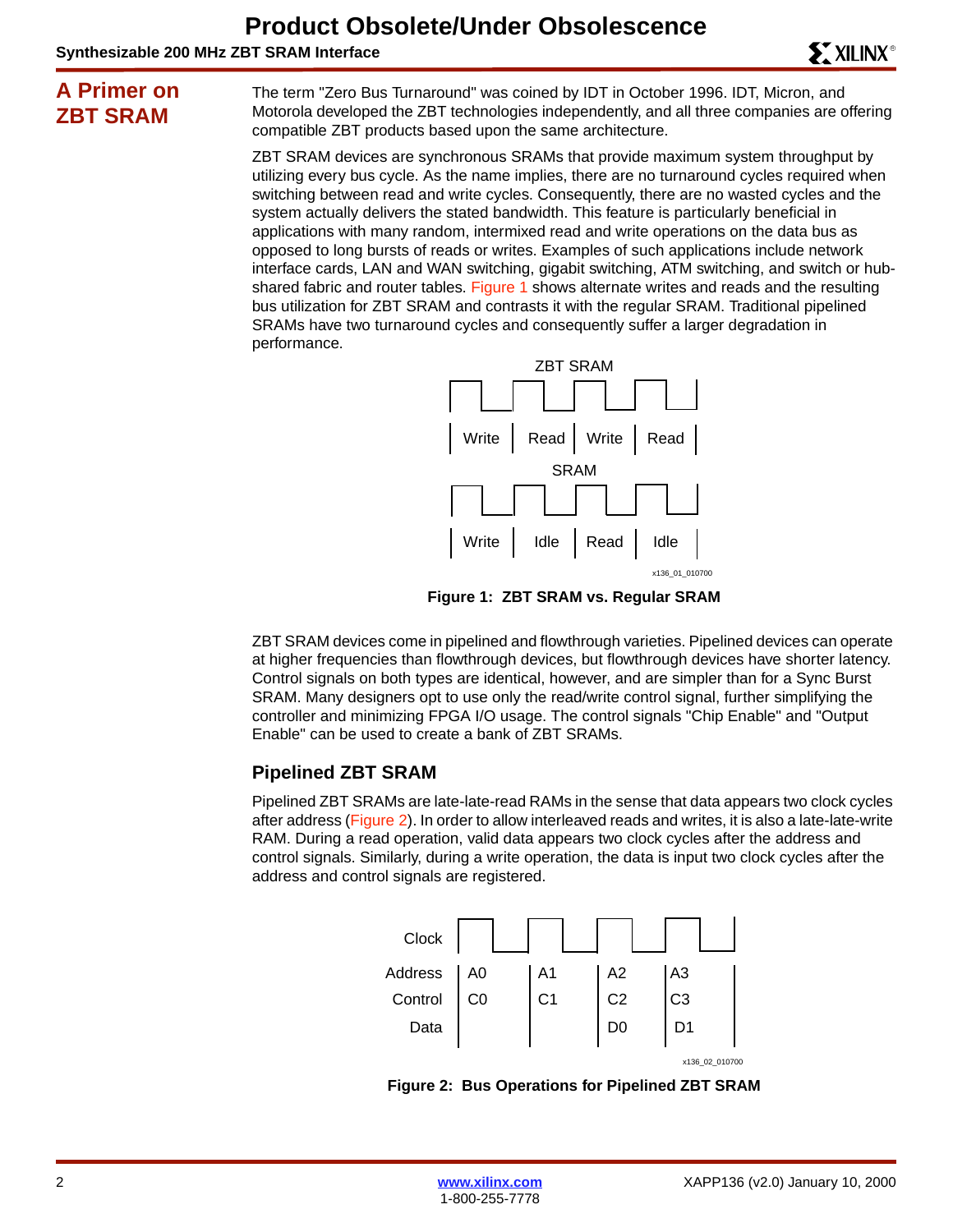## A Primer on ZBT SRAM

The term "Zero Bus Turnaround" was coined by IDT in October 1996. IDT, Micron, and Motorola developed the ZBT technologies independently, and all three companies are offering compatible ZBT products based upon the same architecture.

ZBT SRAM devices are synchronous SRAMs that provide maximum system throughput by utilizing every bus cycle. As the name implies, there are no turnaround cycles required when switching between read and write cycles. Consequently, there are no wasted cycles and the system actually delivers the stated bandwidth. This feature is particularly beneficial in applications with many random, intermixed read and write operations on the data bus as opposed to long bursts of reads or writes. Examples of such applications include network interface cards, LAN and WAN switching, gigabit switching, ATM switching, and switch or hub-shared fabric and router tables. Figure 1 shows alternate writes and reads and the resulting bus utilization for ZBT SRAM and contrasts it with the regular SRAM. Traditional pipelined SRAMs have two turnaround cycles and consequently suffer a larger degradation in performance.

ZBT SRAM

Write | Read | Write | Read

SRAM

Write | Idle | Read | Idle

x136_01_010700

**Figure 1: ZBT SRAM vs. Regular SRAM**

ZBT SRAM devices come in pipelined and flowthrough varieties. Pipelined devices can operate at higher frequencies than flowthrough devices, but flowthrough devices have shorter latency. Control signals on both types are identical, however, and are simpler than for a Sync Burst SRAM. Many designers opt to use only the read/write control signal, further simplifying the controller and minimizing FPGA I/O usage. The control signals "Chip Enable" and "Output Enable" can be used to create a bank of ZBT SRAMs.

### Pipelined ZBT SRAM

Pipelined ZBT SRAMs are late-late-read RAMs in the sense that data appears two clock cycles after address (Figure 2). In order to allow interleaved reads and writes, it is also a late-late-write RAM. During a read operation, valid data appears two clock cycles after the address and control signals. Similarly, during a write operation, the data is input two clock cycles after the address and control signals are registered.

Clock

Address: A0, A1, A2, A3

Control: C0, C1, C2, C3

Data: D0, D1

x136_02_010700

**Figure 2: Bus Operations for Pipelined ZBT SRAM**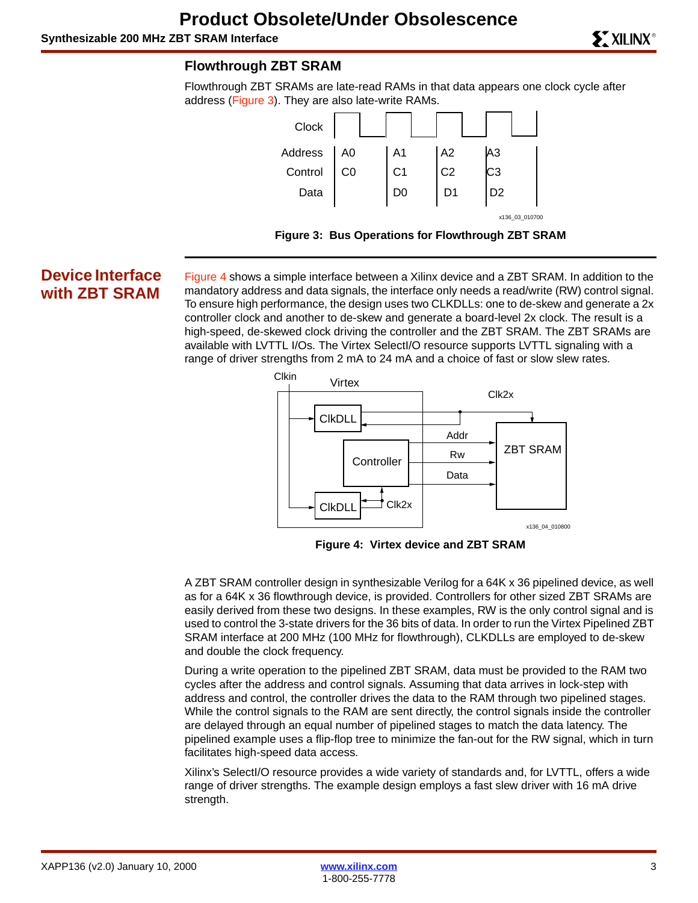## Flowthrough ZBT SRAM

Flowthrough ZBT SRAMs are late-read RAMs in that data appears one clock cycle after address (Figure 3). They are also late-write RAMs.

Clock

Address A0 A1 A2 A3

Control C0 C1 C2 C3

Data D0 D1 D2

x136_03_010700

**Figure 3: Bus Operations for Flowthrough ZBT SRAM**

## Device Interface with ZBT SRAM

Figure 4 shows a simple interface between a Xilinx device and a ZBT SRAM. In addition to the mandatory address and data signals, the interface only needs a read/write (RW) control signal. To ensure high performance, the design uses two CLKDLLs: one to de-skew and generate a 2x controller clock and another to de-skew and generate a board-level 2x clock. The result is a high-speed, de-skewed clock driving the controller and the ZBT SRAM. The ZBT SRAMs are available with LVTTL I/Os. The Virtex SelectI/O resource supports LVTTL signaling with a range of driver strengths from 2 mA to 24 mA and a choice of fast or slow slew rates.

Clkin

Virtex

Clk2x

ClkDLL

Addr

Controller

Rw

ZBT SRAM

Data

ClkDLL

Clk2x

x136_04_010800

**Figure 4: Virtex device and ZBT SRAM**

A ZBT SRAM controller design in synthesizable Verilog for a 64K x 36 pipelined device, as well as for a 64K x 36 flowthrough device, is provided. Controllers for other sized ZBT SRAMs are easily derived from these two designs. In these examples, RW is the only control signal and is used to control the 3-state drivers for the 36 bits of data. In order to run the Virtex Pipelined ZBT SRAM interface at 200 MHz (100 MHz for flowthrough), CLKDLLs are employed to de-skew and double the clock frequency.

During a write operation to the pipelined ZBT SRAM, data must be provided to the RAM two cycles after the address and control signals. Assuming that data arrives in lock-step with address and control, the controller drives the data to the RAM through two pipelined stages. While the control signals to the RAM are sent directly, the control signals inside the controller are delayed through an equal number of pipelined stages to match the data latency. The pipelined example uses a flip-flop tree to minimize the fan-out for the RW signal, which in turn facilitates high-speed data access.

Xilinx's SelectI/O resource provides a wide variety of standards and, for LVTTL, offers a wide range of driver strengths. The example design employs a fast slew driver with 16 mA drive strength.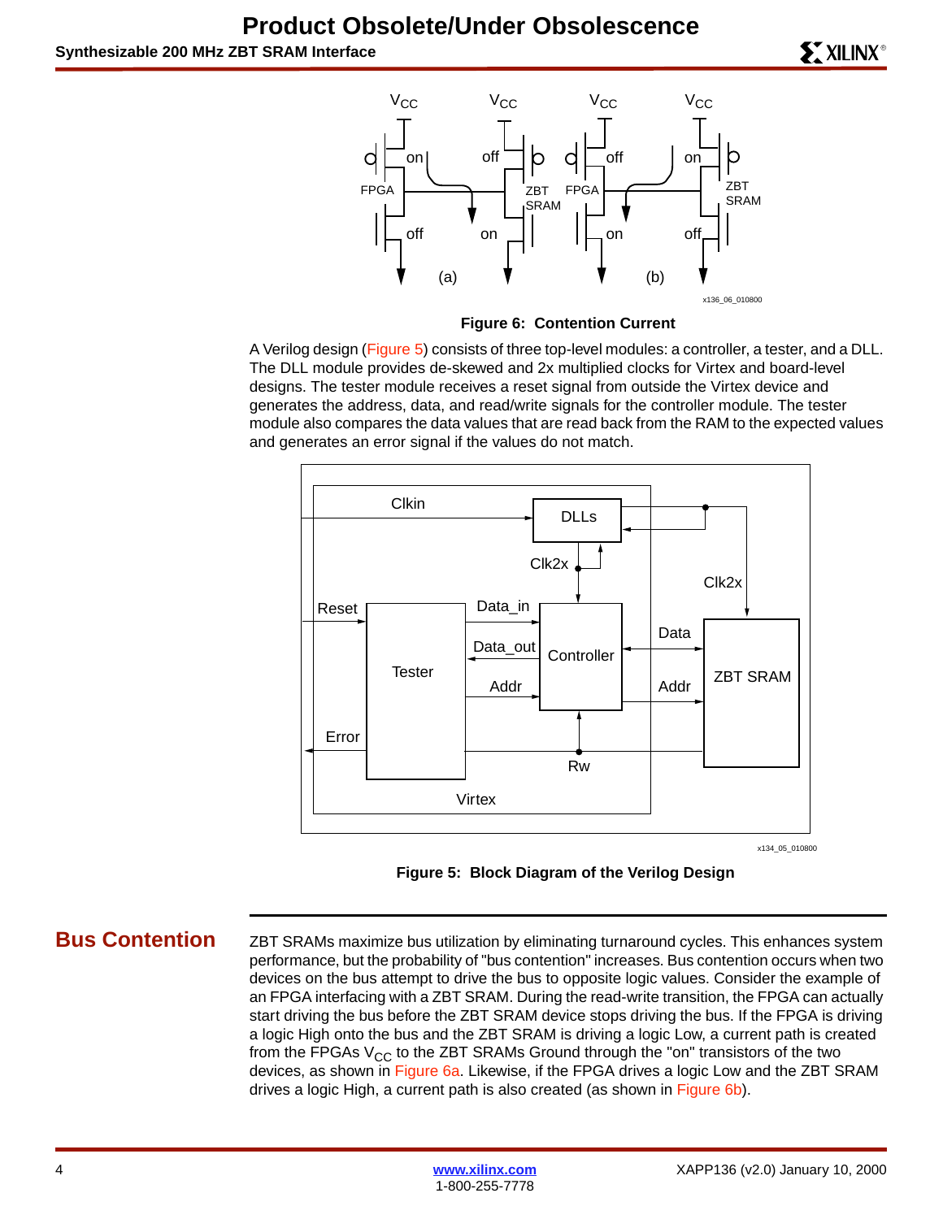Vcc Vcc Vcc Vcc

on off off on

FPGA ZBT SRAM FPGA ZBT SRAM

off on on off

(a) (b)

x136_06_010800

**Figure 6: Contention Current**

A Verilog design (Figure 5) consists of three top-level modules: a controller, a tester, and a DLL. The DLL module provides de-skewed and 2x multiplied clocks for Virtex and board-level designs. The tester module receives a reset signal from outside the Virtex device and generates the address, data, and read/write signals for the controller module. The tester module also compares the data values that are read back from the RAM to the expected values and generates an error signal if the values do not match.

Clkin

DLLs

Clk2x

Clk2x

Reset

Data_in

Data_out

Tester

Controller

Data

ZBT SRAM

Addr

Addr

Error

Rw

Virtex

x134_05_010800

**Figure 5: Block Diagram of the Verilog Design**

## Bus Contention

ZBT SRAMs maximize bus utilization by eliminating turnaround cycles. This enhances system performance, but the probability of "bus contention" increases. Bus contention occurs when two devices on the bus attempt to drive the bus to opposite logic values. Consider the example of an FPGA interfacing with a ZBT SRAM. During the read-write transition, the FPGA can actually start driving the bus before the ZBT SRAM device stops driving the bus. If the FPGA is driving a logic High onto the bus and the ZBT SRAM is driving a logic Low, a current path is created from the FPGAs $V_{CC}$ to the ZBT SRAMs Ground through the "on" transistors of the two devices, as shown in Figure 6a. Likewise, if the FPGA drives a logic Low and the ZBT SRAM drives a logic High, a current path is also created (as shown in Figure 6b).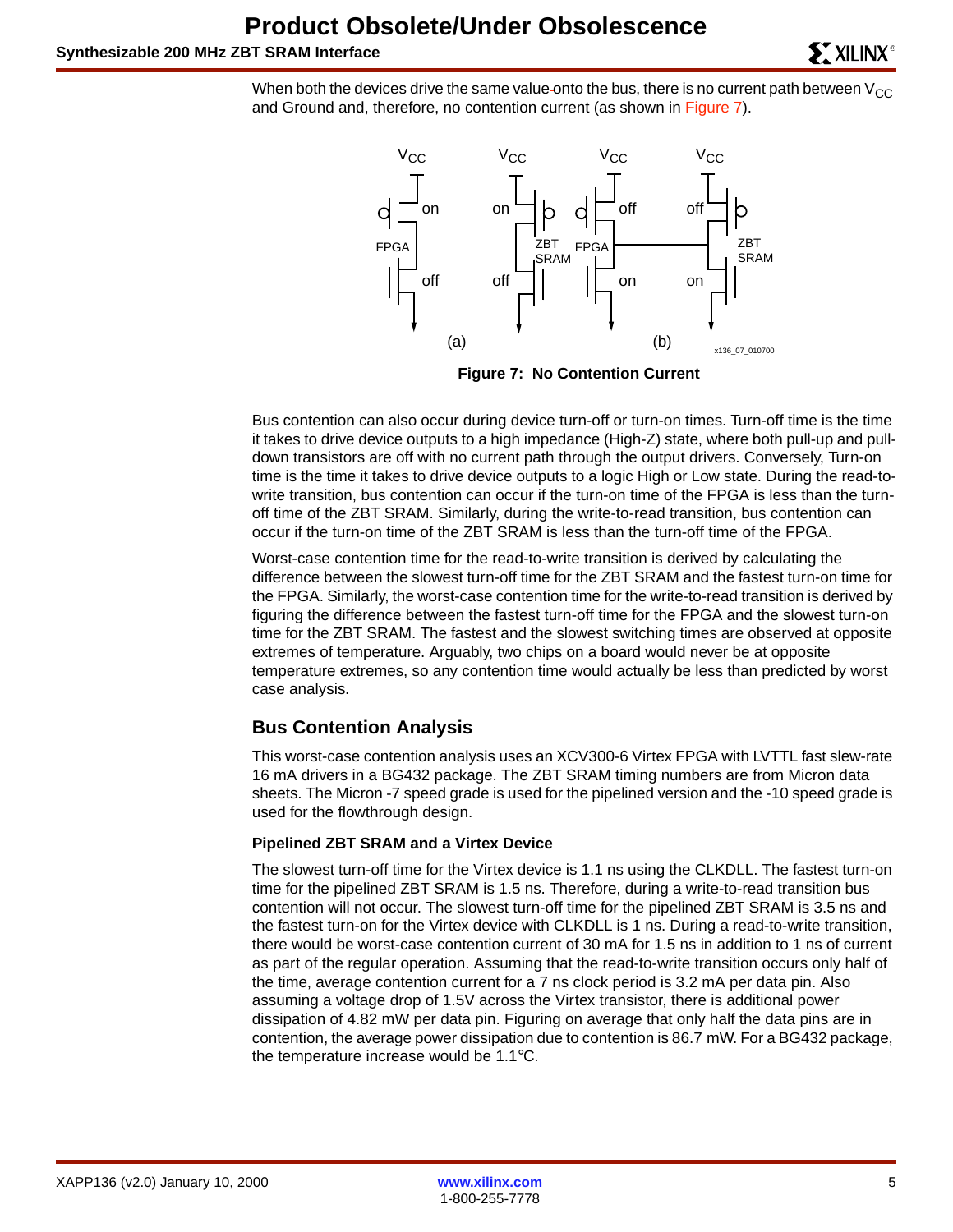When both the devices drive the same value onto the bus, there is no current path between $V_{CC}$ and Ground and, therefore, no contention current (as shown in Figure 7).

$V_{CC}$ $V_{CC}$ $V_{CC}$ $V_{CC}$

on on off off

FPGA ZBT SRAM FPGA ZBT SRAM

off off on on

(a) (b)

x136_07_010700

**Figure 7: No Contention Current**

Bus contention can also occur during device turn-off or turn-on times. Turn-off time is the time it takes to drive device outputs to a high impedance (High-Z) state, where both pull-up and pull-down transistors are off with no current path through the output drivers. Conversely, Turn-on time is the time it takes to drive device outputs to a logic High or Low state. During the read-to-write transition, bus contention can occur if the turn-on time of the FPGA is less than the turn-off time of the ZBT SRAM. Similarly, during the write-to-read transition, bus contention can occur if the turn-on time of the ZBT SRAM is less than the turn-off time of the FPGA.

Worst-case contention time for the read-to-write transition is derived by calculating the difference between the slowest turn-off time for the ZBT SRAM and the fastest turn-on time for the FPGA. Similarly, the worst-case contention time for the write-to-read transition is derived by figuring the difference between the fastest turn-off time for the FPGA and the slowest turn-on time for the ZBT SRAM. The fastest and the slowest switching times are observed at opposite extremes of temperature. Arguably, two chips on a board would never be at opposite temperature extremes, so any contention time would actually be less than predicted by worst case analysis.

## Bus Contention Analysis

This worst-case contention analysis uses an XCV300-6 Virtex FPGA with LVTTL fast slew-rate 16 mA drivers in a BG432 package. The ZBT SRAM timing numbers are from Micron data sheets. The Micron -7 speed grade is used for the pipelined version and the -10 speed grade is used for the flowthrough design.

### Pipelined ZBT SRAM and a Virtex Device

The slowest turn-off time for the Virtex device is 1.1 ns using the CLKDLL. The fastest turn-on time for the pipelined ZBT SRAM is 1.5 ns. Therefore, during a write-to-read transition bus contention will not occur. The slowest turn-off time for the pipelined ZBT SRAM is 3.5 ns and the fastest turn-on for the Virtex device with CLKDLL is 1 ns. During a read-to-write transition, there would be worst-case contention current of 30 mA for 1.5 ns in addition to 1 ns of current as part of the regular operation. Assuming that the read-to-write transition occurs only half of the time, average contention current for a 7 ns clock period is 3.2 mA per data pin. Also assuming a voltage drop of 1.5V across the Virtex transistor, there is additional power dissipation of 4.82 mW per data pin. Figuring on average that only half the data pins are in contention, the average power dissipation due to contention is 86.7 mW. For a BG432 package, the temperature increase would be 1.1°C.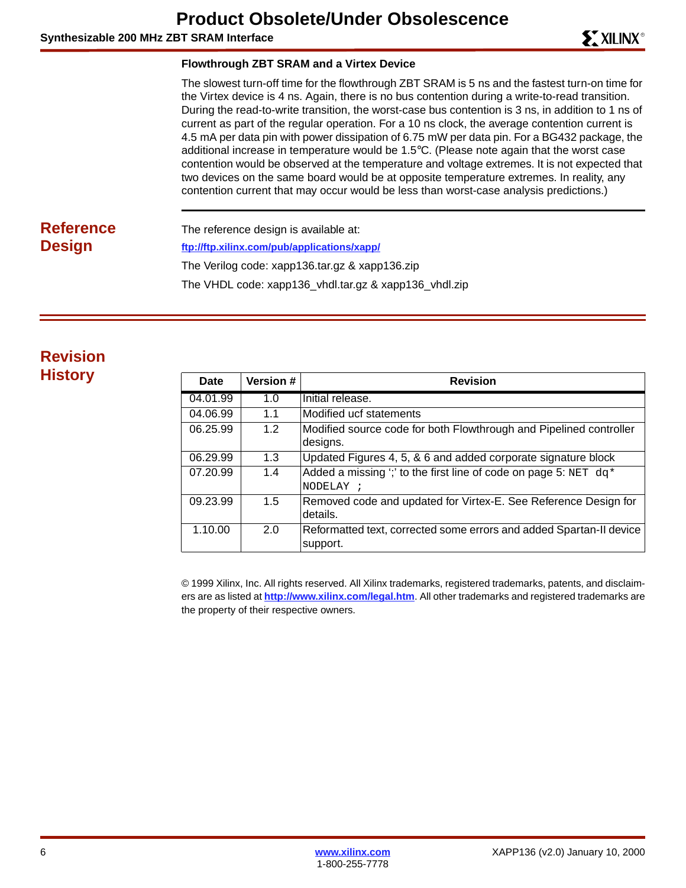### Flowthrough ZBT SRAM and a Virtex Device

The slowest turn-off time for the flowthrough ZBT SRAM is 5 ns and the fastest turn-on time for the Virtex device is 4 ns. Again, there is no bus contention during a write-to-read transition. During the read-to-write transition, the worst-case bus contention is 3 ns, in addition to 1 ns of current as part of the regular operation. For a 10 ns clock, the average contention current is 4.5 mA per data pin with power dissipation of 6.75 mW per data pin. For a BG432 package, the additional increase in temperature would be 1.5°C. (Please note again that the worst case contention would be observed at the temperature and voltage extremes. It is not expected that two devices on the same board would be at opposite temperature extremes. In reality, any contention current that may occur would be less than worst-case analysis predictions.)

## Reference Design

The reference design is available at:

**ftp://ftp.xilinx.com/pub/applications/xapp/**

The Verilog code: xapp136.tar.gz & xapp136.zip

The VHDL code: xapp136_vhdl.tar.gz & xapp136_vhdl.zip

## Revision History

| Date | Version # | Revision |
|---|---|---|
| 04.01.99 | 1.0 | Initial release. |
| 04.06.99 | 1.1 | Modified ucf statements |
| 06.25.99 | 1.2 | Modified source code for both Flowthrough and Pipelined controller designs. |
| 06.29.99 | 1.3 | Updated Figures 4, 5, & 6 and added corporate signature block |
| 07.20.99 | 1.4 | Added a missing ';' to the first line of code on page 5: `NET dq* NODELAY ;` |
| 09.23.99 | 1.5 | Removed code and updated for Virtex-E. See Reference Design for details. |
| 1.10.00 | 2.0 | Reformatted text, corrected some errors and added Spartan-II device support. |

© 1999 Xilinx, Inc. All rights reserved. All Xilinx trademarks, registered trademarks, patents, and disclaimers are as listed at **http://www.xilinx.com/legal.htm**. All other trademarks and registered trademarks are the property of their respective owners.